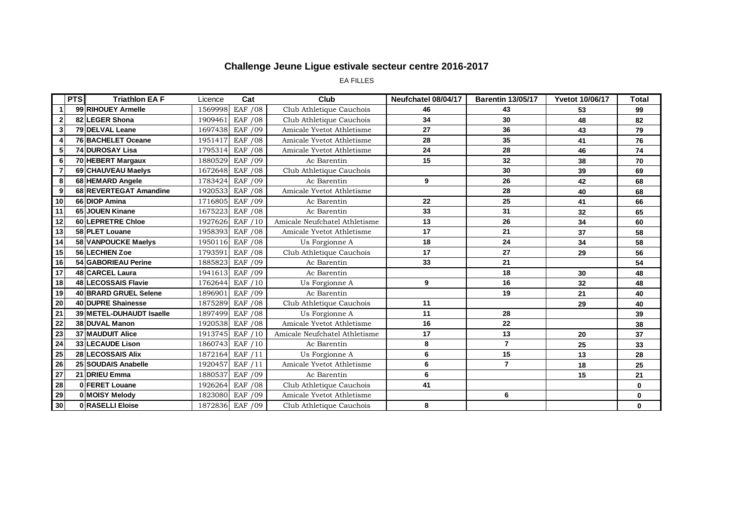# Challenge Jeune Ligue estivale secteur centre 2016-2017

EA FILLES

| | PTS | Triathlon EA F | Licence | Cat | Club | Neufchatel 08/04/17 | Barentin 13/05/17 | Yvetot 10/06/17 | Total |
|---|---|---|---|---|---|---|---|---|---|
| 1 | 99 | RIHOUEY Armelle | 1569998 | EAF /08 | Club Athletique Cauchois | 46 | 43 | 53 | 99 |
| 2 | 82 | LEGER Shona | 1909461 | EAF /08 | Club Athletique Cauchois | 34 | 30 | 48 | 82 |
| 3 | 79 | DELVAL Leane | 1697438 | EAF /09 | Amicale Yvetot Athletisme | 27 | 36 | 43 | 79 |
| 4 | 76 | BACHELET Oceane | 1951417 | EAF /08 | Amicale Yvetot Athletisme | 28 | 35 | 41 | 76 |
| 5 | 74 | DUROSAY Lisa | 1795314 | EAF /08 | Amicale Yvetot Athletisme | 24 | 28 | 46 | 74 |
| 6 | 70 | HEBERT Margaux | 1880529 | EAF /09 | Ac Barentin | 15 | 32 | 38 | 70 |
| 7 | 69 | CHAUVEAU Maelys | 1672648 | EAF /08 | Club Athletique Cauchois | | 30 | 39 | 69 |
| 8 | 68 | HEMARD Angele | 1783424 | EAF /09 | Ac Barentin | 9 | 26 | 42 | 68 |
| 9 | 68 | REVERTEGAT Amandine | 1920533 | EAF /08 | Amicale Yvetot Athletisme | | 28 | 40 | 68 |
| 10 | 66 | DIOP Amina | 1716805 | EAF /09 | Ac Barentin | 22 | 25 | 41 | 66 |
| 11 | 65 | JOUEN Kinane | 1675223 | EAF /08 | Ac Barentin | 33 | 31 | 32 | 65 |
| 12 | 60 | LEPRETRE Chloe | 1927626 | EAF /10 | Amicale Neufchatel Athletisme | 13 | 26 | 34 | 60 |
| 13 | 58 | PLET Louane | 1958393 | EAF /08 | Amicale Yvetot Athletisme | 17 | 21 | 37 | 58 |
| 14 | 58 | VANPOUCKE Maelys | 1950116 | EAF /08 | Us Forgionne A | 18 | 24 | 34 | 58 |
| 15 | 56 | LECHIEN Zoe | 1793591 | EAF /08 | Club Athletique Cauchois | 17 | 27 | 29 | 56 |
| 16 | 54 | GABORIEAU Perine | 1885823 | EAF /09 | Ac Barentin | 33 | 21 | | 54 |
| 17 | 48 | CARCEL Laura | 1941613 | EAF /09 | Ac Barentin | | 18 | 30 | 48 |
| 18 | 48 | LECOSSAIS Flavie | 1762644 | EAF /10 | Us Forgionne A | 9 | 16 | 32 | 48 |
| 19 | 40 | BRARD GRUEL Selene | 1896901 | EAF /09 | Ac Barentin | | 19 | 21 | 40 |
| 20 | 40 | DUPRE Shainesse | 1875289 | EAF /08 | Club Athletique Cauchois | 11 | | 29 | 40 |
| 21 | 39 | METEL-DUHAUDT Isaelle | 1897499 | EAF /08 | Us Forgionne A | 11 | 28 | | 39 |
| 22 | 38 | DUVAL Manon | 1920538 | EAF /08 | Amicale Yvetot Athletisme | 16 | 22 | | 38 |
| 23 | 37 | MAUDUIT Alice | 1913745 | EAF /10 | Amicale Neufchatel Athletisme | 17 | 13 | 20 | 37 |
| 24 | 33 | LECAUDE Lison | 1860743 | EAF /10 | Ac Barentin | 8 | 7 | 25 | 33 |
| 25 | 28 | LECOSSAIS Alix | 1872164 | EAF /11 | Us Forgionne A | 6 | 15 | 13 | 28 |
| 26 | 25 | SOUDAIS Anabelle | 1920457 | EAF /11 | Amicale Yvetot Athletisme | 6 | 7 | 18 | 25 |
| 27 | 21 | DRIEU Emma | 1880537 | EAF /09 | Ac Barentin | 6 | | 15 | 21 |
| 28 | 0 | FERET Louane | 1926264 | EAF /08 | Club Athletique Cauchois | 41 | | | 0 |
| 29 | 0 | MOISY Melody | 1823080 | EAF /09 | Amicale Yvetot Athletisme | | 6 | | 0 |
| 30 | 0 | RASELLI Eloise | 1872836 | EAF /09 | Club Athletique Cauchois | 8 | | | 0 |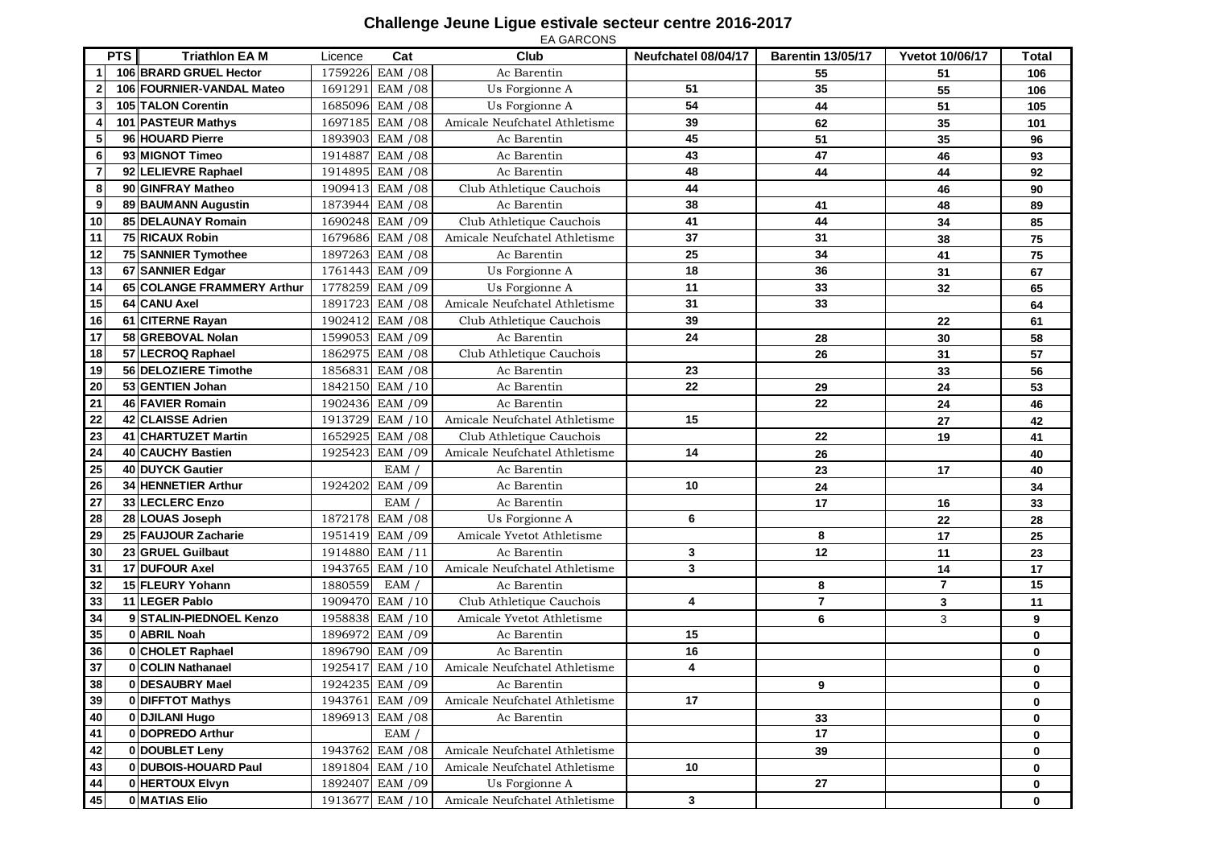# Challenge Jeune Ligue estivale secteur centre 2016-2017

EA GARCONS

| | PTS | Triathlon EA M | Licence | Cat | Club | Neufchatel 08/04/17 | Barentin 13/05/17 | Yvetot 10/06/17 | Total |
|---|---|---|---|---|---|---|---|---|---|
| 1 | 106 | BRARD GRUEL Hector | 1759226 | EAM /08 | Ac Barentin | | 55 | 51 | 106 |
| 2 | 106 | FOURNIER-VANDAL Mateo | 1691291 | EAM /08 | Us Forgionne A | 51 | 35 | 55 | 106 |
| 3 | 105 | TALON Corentin | 1685096 | EAM /08 | Us Forgionne A | 54 | 44 | 51 | 105 |
| 4 | 101 | PASTEUR Mathys | 1697185 | EAM /08 | Amicale Neufchatel Athletisme | 39 | 62 | 35 | 101 |
| 5 | 96 | HOUARD Pierre | 1893903 | EAM /08 | Ac Barentin | 45 | 51 | 35 | 96 |
| 6 | 93 | MIGNOT Timeo | 1914887 | EAM /08 | Ac Barentin | 43 | 47 | 46 | 93 |
| 7 | 92 | LELIEVRE Raphael | 1914895 | EAM /08 | Ac Barentin | 48 | 44 | 44 | 92 |
| 8 | 90 | GINFRAY Matheo | 1909413 | EAM /08 | Club Athletique Cauchois | 44 | | 46 | 90 |
| 9 | 89 | BAUMANN Augustin | 1873944 | EAM /08 | Ac Barentin | 38 | 41 | 48 | 89 |
| 10 | 85 | DELAUNAY Romain | 1690248 | EAM /09 | Club Athletique Cauchois | 41 | 44 | 34 | 85 |
| 11 | 75 | RICAUX Robin | 1679686 | EAM /08 | Amicale Neufchatel Athletisme | 37 | 31 | 38 | 75 |
| 12 | 75 | SANNIER Tymothee | 1897263 | EAM /08 | Ac Barentin | 25 | 34 | 41 | 75 |
| 13 | 67 | SANNIER Edgar | 1761443 | EAM /09 | Us Forgionne A | 18 | 36 | 31 | 67 |
| 14 | 65 | COLANGE FRAMMERY Arthur | 1778259 | EAM /09 | Us Forgionne A | 11 | 33 | 32 | 65 |
| 15 | 64 | CANU Axel | 1891723 | EAM /08 | Amicale Neufchatel Athletisme | 31 | 33 | | 64 |
| 16 | 61 | CITERNE Rayan | 1902412 | EAM /08 | Club Athletique Cauchois | 39 | | 22 | 61 |
| 17 | 58 | GREBOVAL Nolan | 1599053 | EAM /09 | Ac Barentin | 24 | 28 | 30 | 58 |
| 18 | 57 | LECROQ Raphael | 1862975 | EAM /08 | Club Athletique Cauchois | | 26 | 31 | 57 |
| 19 | 56 | DELOZIERE Timothe | 1856831 | EAM /08 | Ac Barentin | 23 | | 33 | 56 |
| 20 | 53 | GENTIEN Johan | 1842150 | EAM /10 | Ac Barentin | 22 | 29 | 24 | 53 |
| 21 | 46 | FAVIER Romain | 1902436 | EAM /09 | Ac Barentin | | 22 | 24 | 46 |
| 22 | 42 | CLAISSE Adrien | 1913729 | EAM /10 | Amicale Neufchatel Athletisme | 15 | | 27 | 42 |
| 23 | 41 | CHARTUZET Martin | 1652925 | EAM /08 | Club Athletique Cauchois | | 22 | 19 | 41 |
| 24 | 40 | CAUCHY Bastien | 1925423 | EAM /09 | Amicale Neufchatel Athletisme | 14 | 26 | | 40 |
| 25 | 40 | DUYCK Gautier | | EAM / | Ac Barentin | | 23 | 17 | 40 |
| 26 | 34 | HENNETIER Arthur | 1924202 | EAM /09 | Ac Barentin | 10 | 24 | | 34 |
| 27 | 33 | LECLERC Enzo | | EAM / | Ac Barentin | | 17 | 16 | 33 |
| 28 | 28 | LOUAS Joseph | 1872178 | EAM /08 | Us Forgionne A | 6 | | 22 | 28 |
| 29 | 25 | FAUJOUR Zacharie | 1951419 | EAM /09 | Amicale Yvetot Athletisme | | 8 | 17 | 25 |
| 30 | 23 | GRUEL Guilbaut | 1914880 | EAM /11 | Ac Barentin | 3 | 12 | 11 | 23 |
| 31 | 17 | DUFOUR Axel | 1943765 | EAM /10 | Amicale Neufchatel Athletisme | 3 | | 14 | 17 |
| 32 | 15 | FLEURY Yohann | 1880559 | EAM / | Ac Barentin | | 8 | 7 | 15 |
| 33 | 11 | LEGER Pablo | 1909470 | EAM /10 | Club Athletique Cauchois | 4 | 7 | 3 | 11 |
| 34 | 9 | STALIN-PIEDNOEL Kenzo | 1958838 | EAM /10 | Amicale Yvetot Athletisme | | 6 | 3 | 9 |
| 35 | 0 | ABRIL Noah | 1896972 | EAM /09 | Ac Barentin | 15 | | | 0 |
| 36 | 0 | CHOLET Raphael | 1896790 | EAM /09 | Ac Barentin | 16 | | | 0 |
| 37 | 0 | COLIN Nathanael | 1925417 | EAM /10 | Amicale Neufchatel Athletisme | 4 | | | 0 |
| 38 | 0 | DESAUBRY Mael | 1924235 | EAM /09 | Ac Barentin | | 9 | | 0 |
| 39 | 0 | DIFFTOT Mathys | 1943761 | EAM /09 | Amicale Neufchatel Athletisme | 17 | | | 0 |
| 40 | 0 | DJILANI Hugo | 1896913 | EAM /08 | Ac Barentin | | 33 | | 0 |
| 41 | 0 | DOPREDO Arthur | | EAM / | | | 17 | | 0 |
| 42 | 0 | DOUBLET Leny | 1943762 | EAM /08 | Amicale Neufchatel Athletisme | | 39 | | 0 |
| 43 | 0 | DUBOIS-HOUARD Paul | 1891804 | EAM /10 | Amicale Neufchatel Athletisme | 10 | | | 0 |
| 44 | 0 | HERTOUX Elvyn | 1892407 | EAM /09 | Us Forgionne A | | 27 | | 0 |
| 45 | 0 | MATIAS Elio | 1913677 | EAM /10 | Amicale Neufchatel Athletisme | 3 | | | 0 |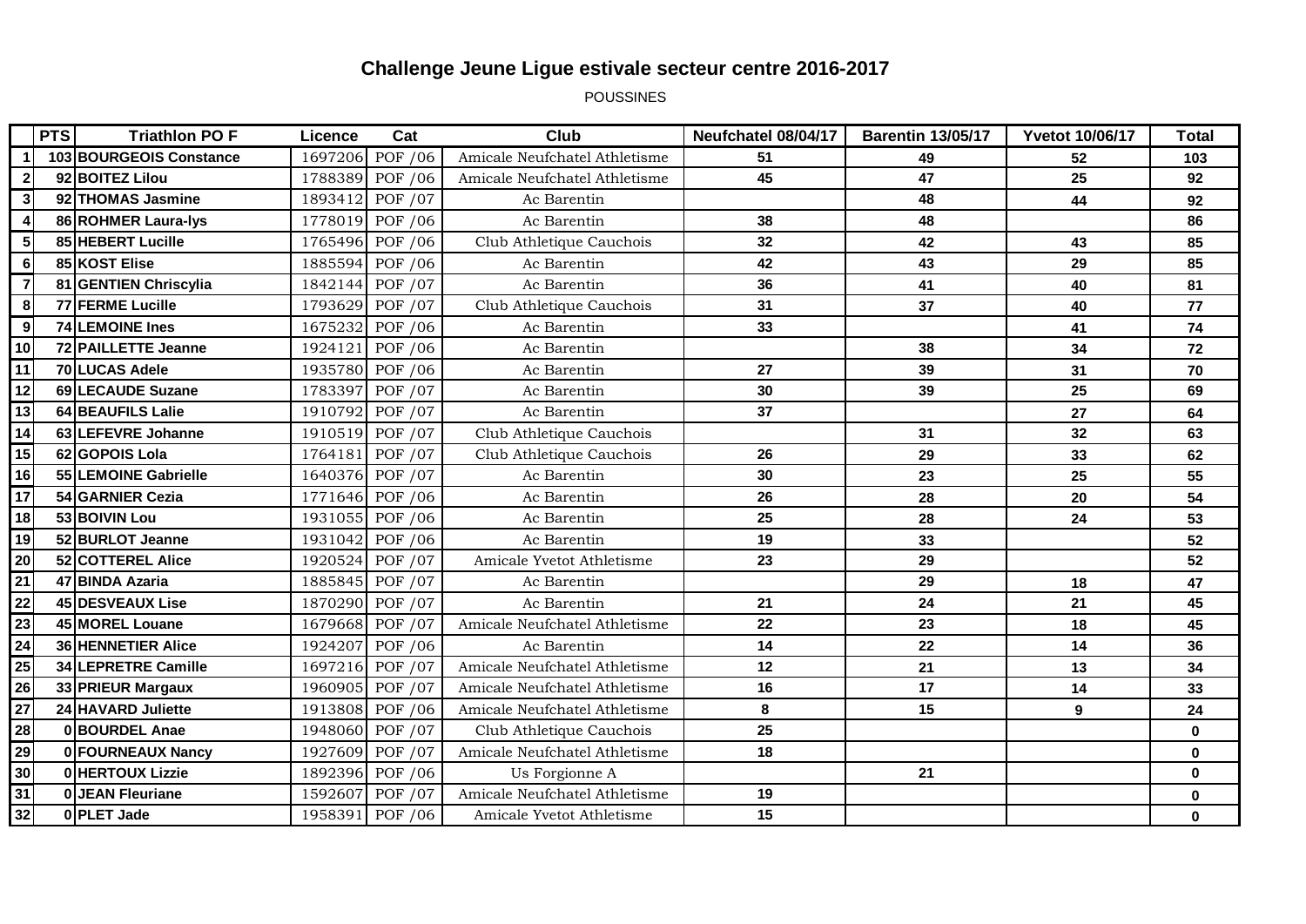# Challenge Jeune Ligue estivale secteur centre 2016-2017

POUSSINES

| | PTS | Triathlon PO F | Licence | Cat | Club | Neufchatel 08/04/17 | Barentin 13/05/17 | Yvetot 10/06/17 | Total |
|---|---|---|---|---|---|---|---|---|---|
| 1 | 103 | BOURGEOIS Constance | 1697206 | POF /06 | Amicale Neufchatel Athletisme | 51 | 49 | 52 | 103 |
| 2 | 92 | BOITEZ Lilou | 1788389 | POF /06 | Amicale Neufchatel Athletisme | 45 | 47 | 25 | 92 |
| 3 | 92 | THOMAS Jasmine | 1893412 | POF /07 | Ac Barentin | | 48 | 44 | 92 |
| 4 | 86 | ROHMER Laura-lys | 1778019 | POF /06 | Ac Barentin | 38 | 48 | | 86 |
| 5 | 85 | HEBERT Lucille | 1765496 | POF /06 | Club Athletique Cauchois | 32 | 42 | 43 | 85 |
| 6 | 85 | KOST Elise | 1885594 | POF /06 | Ac Barentin | 42 | 43 | 29 | 85 |
| 7 | 81 | GENTIEN Chriscylia | 1842144 | POF /07 | Ac Barentin | 36 | 41 | 40 | 81 |
| 8 | 77 | FERME Lucille | 1793629 | POF /07 | Club Athletique Cauchois | 31 | 37 | 40 | 77 |
| 9 | 74 | LEMOINE Ines | 1675232 | POF /06 | Ac Barentin | 33 | | 41 | 74 |
| 10 | 72 | PAILLETTE Jeanne | 1924121 | POF /06 | Ac Barentin | | 38 | 34 | 72 |
| 11 | 70 | LUCAS Adele | 1935780 | POF /06 | Ac Barentin | 27 | 39 | 31 | 70 |
| 12 | 69 | LECAUDE Suzane | 1783397 | POF /07 | Ac Barentin | 30 | 39 | 25 | 69 |
| 13 | 64 | BEAUFILS Lalie | 1910792 | POF /07 | Ac Barentin | 37 | | 27 | 64 |
| 14 | 63 | LEFEVRE Johanne | 1910519 | POF /07 | Club Athletique Cauchois | | 31 | 32 | 63 |
| 15 | 62 | GOPOIS Lola | 1764181 | POF /07 | Club Athletique Cauchois | 26 | 29 | 33 | 62 |
| 16 | 55 | LEMOINE Gabrielle | 1640376 | POF /07 | Ac Barentin | 30 | 23 | 25 | 55 |
| 17 | 54 | GARNIER Cezia | 1771646 | POF /06 | Ac Barentin | 26 | 28 | 20 | 54 |
| 18 | 53 | BOIVIN Lou | 1931055 | POF /06 | Ac Barentin | 25 | 28 | 24 | 53 |
| 19 | 52 | BURLOT Jeanne | 1931042 | POF /06 | Ac Barentin | 19 | 33 | | 52 |
| 20 | 52 | COTTEREL Alice | 1920524 | POF /07 | Amicale Yvetot Athletisme | 23 | 29 | | 52 |
| 21 | 47 | BINDA Azaria | 1885845 | POF /07 | Ac Barentin | | 29 | 18 | 47 |
| 22 | 45 | DESVEAUX Lise | 1870290 | POF /07 | Ac Barentin | 21 | 24 | 21 | 45 |
| 23 | 45 | MOREL Louane | 1679668 | POF /07 | Amicale Neufchatel Athletisme | 22 | 23 | 18 | 45 |
| 24 | 36 | HENNETIER Alice | 1924207 | POF /06 | Ac Barentin | 14 | 22 | 14 | 36 |
| 25 | 34 | LEPRETRE Camille | 1697216 | POF /07 | Amicale Neufchatel Athletisme | 12 | 21 | 13 | 34 |
| 26 | 33 | PRIEUR Margaux | 1960905 | POF /07 | Amicale Neufchatel Athletisme | 16 | 17 | 14 | 33 |
| 27 | 24 | HAVARD Juliette | 1913808 | POF /06 | Amicale Neufchatel Athletisme | 8 | 15 | 9 | 24 |
| 28 | 0 | BOURDEL Anae | 1948060 | POF /07 | Club Athletique Cauchois | 25 | | | 0 |
| 29 | 0 | FOURNEAUX Nancy | 1927609 | POF /07 | Amicale Neufchatel Athletisme | 18 | | | 0 |
| 30 | 0 | HERTOUX Lizzie | 1892396 | POF /06 | Us Forgionne A | | 21 | | 0 |
| 31 | 0 | JEAN Fleuriane | 1592607 | POF /07 | Amicale Neufchatel Athletisme | 19 | | | 0 |
| 32 | 0 | PLET Jade | 1958391 | POF /06 | Amicale Yvetot Athletisme | 15 | | | 0 |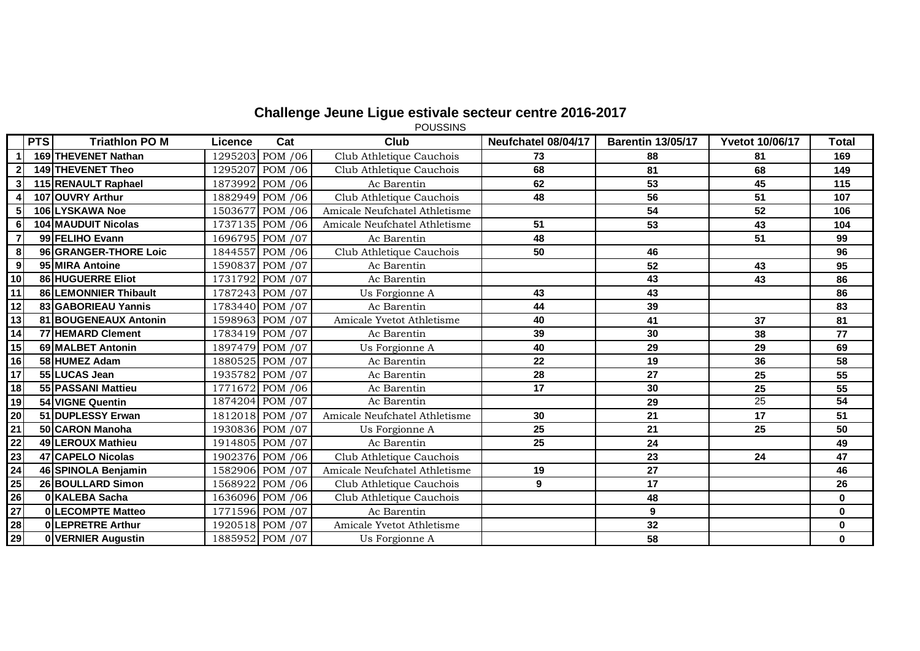# Challenge Jeune Ligue estivale secteur centre 2016-2017

POUSSINS

| | PTS | Triathlon PO M | Licence | Cat | Club | Neufchatel 08/04/17 | Barentin 13/05/17 | Yvetot 10/06/17 | Total |
|---|---|---|---|---|---|---|---|---|---|
| 1 | 169 | THEVENET Nathan | 1295203 | POM /06 | Club Athletique Cauchois | 73 | 88 | 81 | 169 |
| 2 | 149 | THEVENET Theo | 1295207 | POM /06 | Club Athletique Cauchois | 68 | 81 | 68 | 149 |
| 3 | 115 | RENAULT Raphael | 1873992 | POM /06 | Ac Barentin | 62 | 53 | 45 | 115 |
| 4 | 107 | OUVRY Arthur | 1882949 | POM /06 | Club Athletique Cauchois | 48 | 56 | 51 | 107 |
| 5 | 106 | LYSKAWA Noe | 1503677 | POM /06 | Amicale Neufchatel Athletisme | | 54 | 52 | 106 |
| 6 | 104 | MAUDUIT Nicolas | 1737135 | POM /06 | Amicale Neufchatel Athletisme | 51 | 53 | 43 | 104 |
| 7 | 99 | FELIHO Evann | 1696795 | POM /07 | Ac Barentin | 48 | | 51 | 99 |
| 8 | 96 | GRANGER-THORE Loic | 1844557 | POM /06 | Club Athletique Cauchois | 50 | 46 | | 96 |
| 9 | 95 | MIRA Antoine | 1590837 | POM /07 | Ac Barentin | | 52 | 43 | 95 |
| 10 | 86 | HUGUERRE Eliot | 1731792 | POM /07 | Ac Barentin | | 43 | 43 | 86 |
| 11 | 86 | LEMONNIER Thibault | 1787243 | POM /07 | Us Forgionne A | 43 | 43 | | 86 |
| 12 | 83 | GABORIEAU Yannis | 1783440 | POM /07 | Ac Barentin | 44 | 39 | | 83 |
| 13 | 81 | BOUGENEAUX Antonin | 1598963 | POM /07 | Amicale Yvetot Athletisme | 40 | 41 | 37 | 81 |
| 14 | 77 | HEMARD Clement | 1783419 | POM /07 | Ac Barentin | 39 | 30 | 38 | 77 |
| 15 | 69 | MALBET Antonin | 1897479 | POM /07 | Us Forgionne A | 40 | 29 | 29 | 69 |
| 16 | 58 | HUMEZ Adam | 1880525 | POM /07 | Ac Barentin | 22 | 19 | 36 | 58 |
| 17 | 55 | LUCAS Jean | 1935782 | POM /07 | Ac Barentin | 28 | 27 | 25 | 55 |
| 18 | 55 | PASSANI Mattieu | 1771672 | POM /06 | Ac Barentin | 17 | 30 | 25 | 55 |
| 19 | 54 | VIGNE Quentin | 1874204 | POM /07 | Ac Barentin | | 29 | 25 | 54 |
| 20 | 51 | DUPLESSY Erwan | 1812018 | POM /07 | Amicale Neufchatel Athletisme | 30 | 21 | 17 | 51 |
| 21 | 50 | CARON Manoha | 1930836 | POM /07 | Us Forgionne A | 25 | 21 | 25 | 50 |
| 22 | 49 | LEROUX Mathieu | 1914805 | POM /07 | Ac Barentin | 25 | 24 | | 49 |
| 23 | 47 | CAPELO Nicolas | 1902376 | POM /06 | Club Athletique Cauchois | | 23 | 24 | 47 |
| 24 | 46 | SPINOLA Benjamin | 1582906 | POM /07 | Amicale Neufchatel Athletisme | 19 | 27 | | 46 |
| 25 | 26 | BOULLARD Simon | 1568922 | POM /06 | Club Athletique Cauchois | 9 | 17 | | 26 |
| 26 | 0 | KALEBA Sacha | 1636096 | POM /06 | Club Athletique Cauchois | | 48 | | 0 |
| 27 | 0 | LECOMPTE Matteo | 1771596 | POM /07 | Ac Barentin | | 9 | | 0 |
| 28 | 0 | LEPRETRE Arthur | 1920518 | POM /07 | Amicale Yvetot Athletisme | | 32 | | 0 |
| 29 | 0 | VERNIER Augustin | 1885952 | POM /07 | Us Forgionne A | | 58 | | 0 |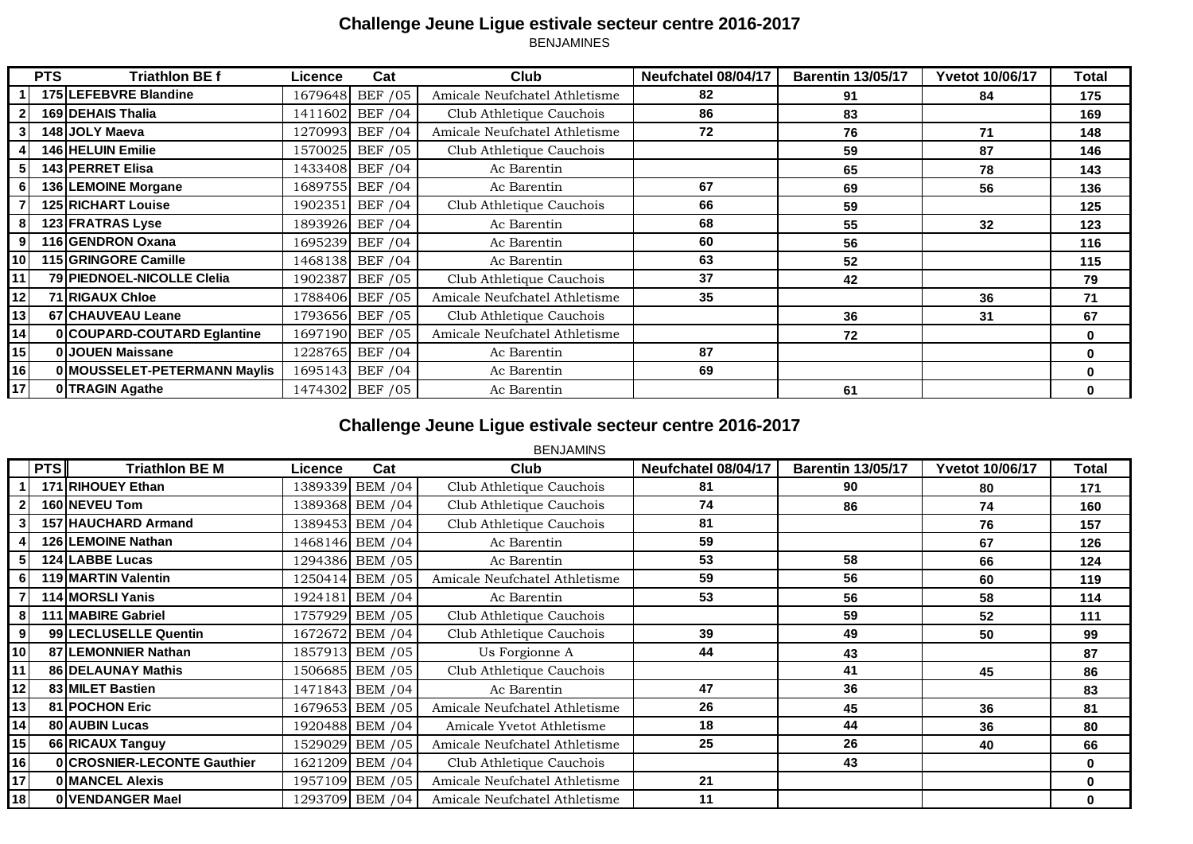## Challenge Jeune Ligue estivale secteur centre 2016-2017

BENJAMINES

| | PTS | Triathlon BE f | Licence | Cat | Club | Neufchatel 08/04/17 | Barentin 13/05/17 | Yvetot 10/06/17 | Total |
|---|---|---|---|---|---|---|---|---|---|
| 1 | 175 | LEFEBVRE Blandine | 1679648 | BEF /05 | Amicale Neufchatel Athletisme | 82 | 91 | 84 | 175 |
| 2 | 169 | DEHAIS Thalia | 1411602 | BEF /04 | Club Athletique Cauchois | 86 | 83 | | 169 |
| 3 | 148 | JOLY Maeva | 1270993 | BEF /04 | Amicale Neufchatel Athletisme | 72 | 76 | 71 | 148 |
| 4 | 146 | HELUIN Emilie | 1570025 | BEF /05 | Club Athletique Cauchois | | 59 | 87 | 146 |
| 5 | 143 | PERRET Elisa | 1433408 | BEF /04 | Ac Barentin | | 65 | 78 | 143 |
| 6 | 136 | LEMOINE Morgane | 1689755 | BEF /04 | Ac Barentin | 67 | 69 | 56 | 136 |
| 7 | 125 | RICHART Louise | 1902351 | BEF /04 | Club Athletique Cauchois | 66 | 59 | | 125 |
| 8 | 123 | FRATRAS Lyse | 1893926 | BEF /04 | Ac Barentin | 68 | 55 | 32 | 123 |
| 9 | 116 | GENDRON Oxana | 1695239 | BEF /04 | Ac Barentin | 60 | 56 | | 116 |
| 10 | 115 | GRINGORE Camille | 1468138 | BEF /04 | Ac Barentin | 63 | 52 | | 115 |
| 11 | 79 | PIEDNOEL-NICOLLE Clelia | 1902387 | BEF /05 | Club Athletique Cauchois | 37 | 42 | | 79 |
| 12 | 71 | RIGAUX Chloe | 1788406 | BEF /05 | Amicale Neufchatel Athletisme | 35 | | 36 | 71 |
| 13 | 67 | CHAUVEAU Leane | 1793656 | BEF /05 | Club Athletique Cauchois | | 36 | 31 | 67 |
| 14 | 0 | COUPARD-COUTARD Eglantine | 1697190 | BEF /05 | Amicale Neufchatel Athletisme | | 72 | | 0 |
| 15 | 0 | JOUEN Maissane | 1228765 | BEF /04 | Ac Barentin | 87 | | | 0 |
| 16 | 0 | MOUSSELET-PETERMANN Maylis | 1695143 | BEF /04 | Ac Barentin | 69 | | | 0 |
| 17 | 0 | TRAGIN Agathe | 1474302 | BEF /05 | Ac Barentin | | 61 | | 0 |

## Challenge Jeune Ligue estivale secteur centre 2016-2017

BENJAMINS

| | PTS | Triathlon BE M | Licence | Cat | Club | Neufchatel 08/04/17 | Barentin 13/05/17 | Yvetot 10/06/17 | Total |
|---|---|---|---|---|---|---|---|---|---|
| 1 | 171 | RIHOUEY Ethan | 1389339 | BEM /04 | Club Athletique Cauchois | 81 | 90 | 80 | 171 |
| 2 | 160 | NEVEU Tom | 1389368 | BEM /04 | Club Athletique Cauchois | 74 | 86 | 74 | 160 |
| 3 | 157 | HAUCHARD Armand | 1389453 | BEM /04 | Club Athletique Cauchois | 81 | | 76 | 157 |
| 4 | 126 | LEMOINE Nathan | 1468146 | BEM /04 | Ac Barentin | 59 | | 67 | 126 |
| 5 | 124 | LABBE Lucas | 1294386 | BEM /05 | Ac Barentin | 53 | 58 | 66 | 124 |
| 6 | 119 | MARTIN Valentin | 1250414 | BEM /05 | Amicale Neufchatel Athletisme | 59 | 56 | 60 | 119 |
| 7 | 114 | MORSLI Yanis | 1924181 | BEM /04 | Ac Barentin | 53 | 56 | 58 | 114 |
| 8 | 111 | MABIRE Gabriel | 1757929 | BEM /05 | Club Athletique Cauchois | | 59 | 52 | 111 |
| 9 | 99 | LECLUSELLE Quentin | 1672672 | BEM /04 | Club Athletique Cauchois | 39 | 49 | 50 | 99 |
| 10 | 87 | LEMONNIER Nathan | 1857913 | BEM /05 | Us Forgionne A | 44 | 43 | | 87 |
| 11 | 86 | DELAUNAY Mathis | 1506685 | BEM /05 | Club Athletique Cauchois | | 41 | 45 | 86 |
| 12 | 83 | MILET Bastien | 1471843 | BEM /04 | Ac Barentin | 47 | 36 | | 83 |
| 13 | 81 | POCHON Eric | 1679653 | BEM /05 | Amicale Neufchatel Athletisme | 26 | 45 | 36 | 81 |
| 14 | 80 | AUBIN Lucas | 1920488 | BEM /04 | Amicale Yvetot Athletisme | 18 | 44 | 36 | 80 |
| 15 | 66 | RICAUX Tanguy | 1529029 | BEM /05 | Amicale Neufchatel Athletisme | 25 | 26 | 40 | 66 |
| 16 | 0 | CROSNIER-LECONTE Gauthier | 1621209 | BEM /04 | Club Athletique Cauchois | | 43 | | 0 |
| 17 | 0 | MANCEL Alexis | 1957109 | BEM /05 | Amicale Neufchatel Athletisme | 21 | | | 0 |
| 18 | 0 | VENDANGER Mael | 1293709 | BEM /04 | Amicale Neufchatel Athletisme | 11 | | | 0 |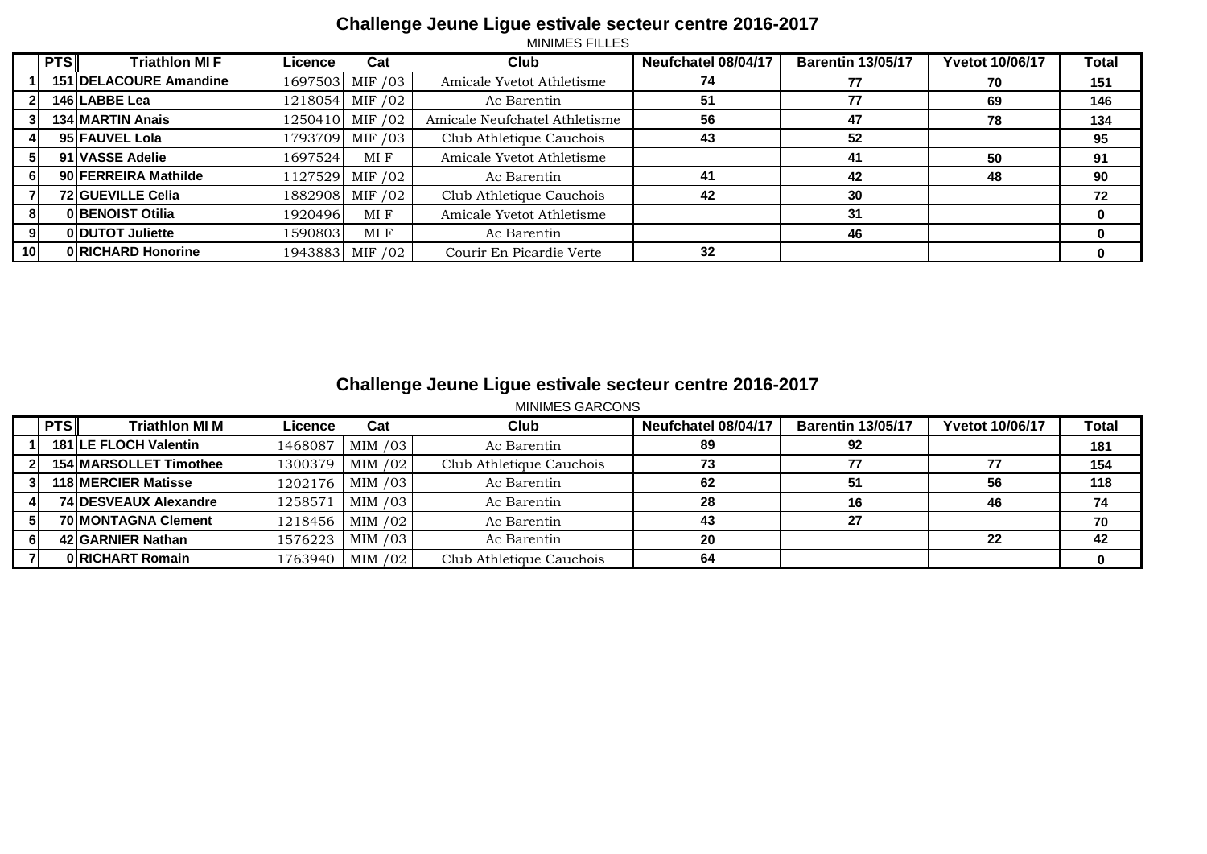## Challenge Jeune Ligue estivale secteur centre 2016-2017

MINIMES FILLES

| | PTS | Triathlon MI F | Licence | Cat | Club | Neufchatel 08/04/17 | Barentin 13/05/17 | Yvetot 10/06/17 | Total |
|---|---|---|---|---|---|---|---|---|---|
| 1 | 151 | DELACOURE Amandine | 1697503 | MIF /03 | Amicale Yvetot Athletisme | 74 | 77 | 70 | 151 |
| 2 | 146 | LABBE Lea | 1218054 | MIF /02 | Ac Barentin | 51 | 77 | 69 | 146 |
| 3 | 134 | MARTIN Anais | 1250410 | MIF /02 | Amicale Neufchatel Athletisme | 56 | 47 | 78 | 134 |
| 4 | 95 | FAUVEL Lola | 1793709 | MIF /03 | Club Athletique Cauchois | 43 | 52 | | 95 |
| 5 | 91 | VASSE Adelie | 1697524 | MI F | Amicale Yvetot Athletisme | | 41 | 50 | 91 |
| 6 | 90 | FERREIRA Mathilde | 1127529 | MIF /02 | Ac Barentin | 41 | 42 | 48 | 90 |
| 7 | 72 | GUEVILLE Celia | 1882908 | MIF /02 | Club Athletique Cauchois | 42 | 30 | | 72 |
| 8 | 0 | BENOIST Otilia | 1920496 | MI F | Amicale Yvetot Athletisme | | 31 | | 0 |
| 9 | 0 | DUTOT Juliette | 1590803 | MI F | Ac Barentin | | 46 | | 0 |
| 10 | 0 | RICHARD Honorine | 1943883 | MIF /02 | Courir En Picardie Verte | 32 | | | 0 |

## Challenge Jeune Ligue estivale secteur centre 2016-2017

MINIMES GARCONS

| | PTS | Triathlon MI M | Licence | Cat | Club | Neufchatel 08/04/17 | Barentin 13/05/17 | Yvetot 10/06/17 | Total |
|---|---|---|---|---|---|---|---|---|---|
| 1 | 181 | LE FLOCH Valentin | 1468087 | MIM /03 | Ac Barentin | 89 | 92 | | 181 |
| 2 | 154 | MARSOLLET Timothee | 1300379 | MIM /02 | Club Athletique Cauchois | 73 | 77 | 77 | 154 |
| 3 | 118 | MERCIER Matisse | 1202176 | MIM /03 | Ac Barentin | 62 | 51 | 56 | 118 |
| 4 | 74 | DESVEAUX Alexandre | 1258571 | MIM /03 | Ac Barentin | 28 | 16 | 46 | 74 |
| 5 | 70 | MONTAGNA Clement | 1218456 | MIM /02 | Ac Barentin | 43 | 27 | | 70 |
| 6 | 42 | GARNIER Nathan | 1576223 | MIM /03 | Ac Barentin | 20 | | 22 | 42 |
| 7 | 0 | RICHART Romain | 1763940 | MIM /02 | Club Athletique Cauchois | 64 | | | 0 |